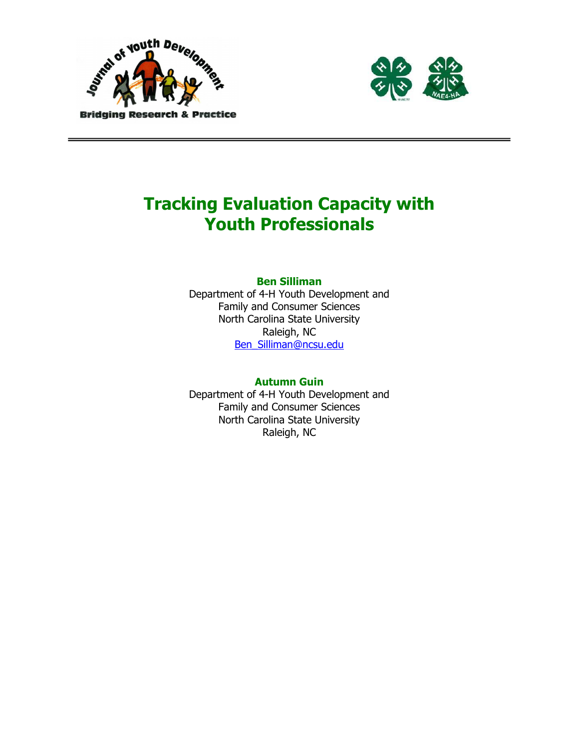# Tracking Evaluation Capacity with Youth Professionals

**Ben Silliman**
Department of 4-H Youth Development and
Family and Consumer Sciences
North Carolina State University
Raleigh, NC
Ben_Silliman@ncsu.edu

**Autumn Guin**
Department of 4-H Youth Development and
Family and Consumer Sciences
North Carolina State University
Raleigh, NC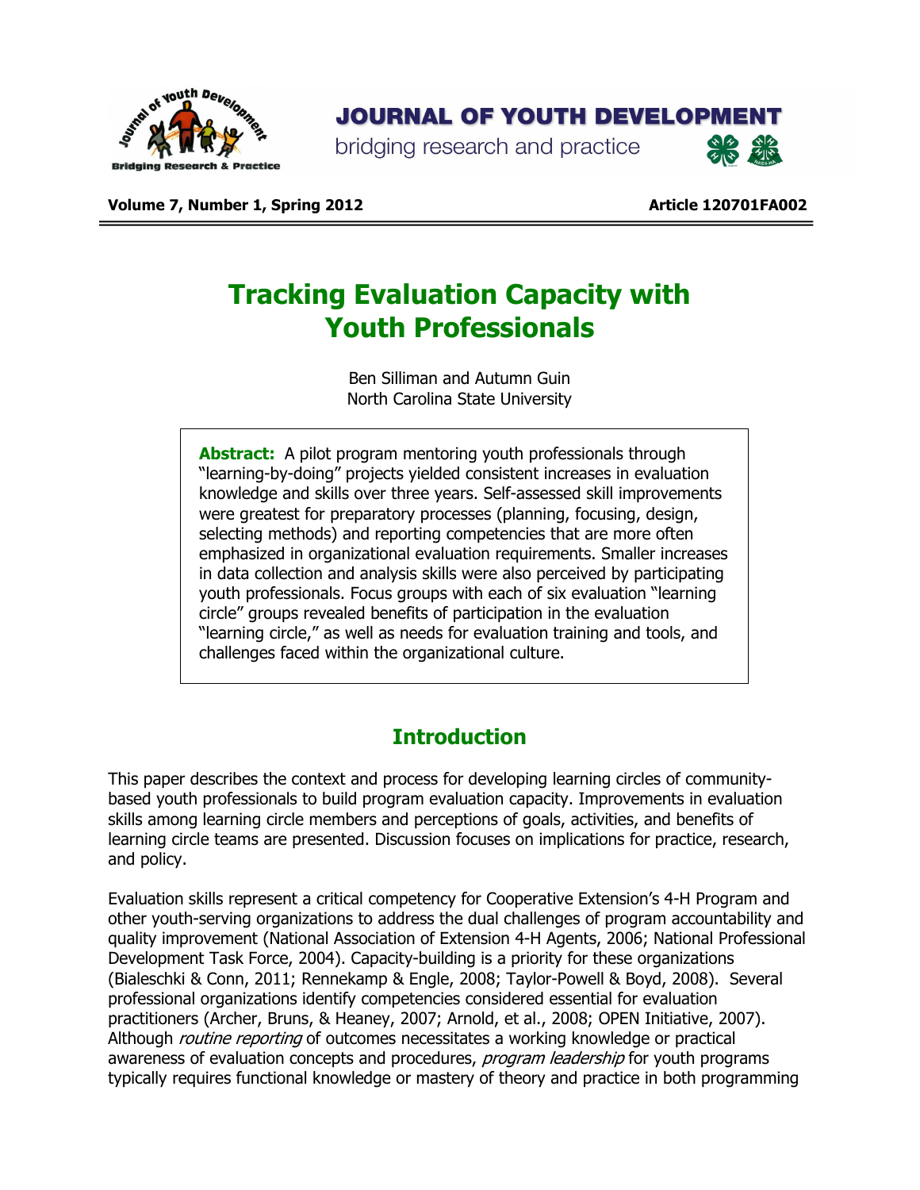# Tracking Evaluation Capacity with Youth Professionals

Ben Silliman and Autumn Guin
North Carolina State University

**Abstract:** A pilot program mentoring youth professionals through "learning-by-doing" projects yielded consistent increases in evaluation knowledge and skills over three years. Self-assessed skill improvements were greatest for preparatory processes (planning, focusing, design, selecting methods) and reporting competencies that are more often emphasized in organizational evaluation requirements. Smaller increases in data collection and analysis skills were also perceived by participating youth professionals. Focus groups with each of six evaluation "learning circle" groups revealed benefits of participation in the evaluation "learning circle," as well as needs for evaluation training and tools, and challenges faced within the organizational culture.

## Introduction

This paper describes the context and process for developing learning circles of community-based youth professionals to build program evaluation capacity. Improvements in evaluation skills among learning circle members and perceptions of goals, activities, and benefits of learning circle teams are presented. Discussion focuses on implications for practice, research, and policy.

Evaluation skills represent a critical competency for Cooperative Extension's 4-H Program and other youth-serving organizations to address the dual challenges of program accountability and quality improvement (National Association of Extension 4-H Agents, 2006; National Professional Development Task Force, 2004). Capacity-building is a priority for these organizations (Bialeschki & Conn, 2011; Rennekamp & Engle, 2008; Taylor-Powell & Boyd, 2008). Several professional organizations identify competencies considered essential for evaluation practitioners (Archer, Bruns, & Heaney, 2007; Arnold, et al., 2008; OPEN Initiative, 2007). Although *routine reporting* of outcomes necessitates a working knowledge or practical awareness of evaluation concepts and procedures, *program leadership* for youth programs typically requires functional knowledge or mastery of theory and practice in both programming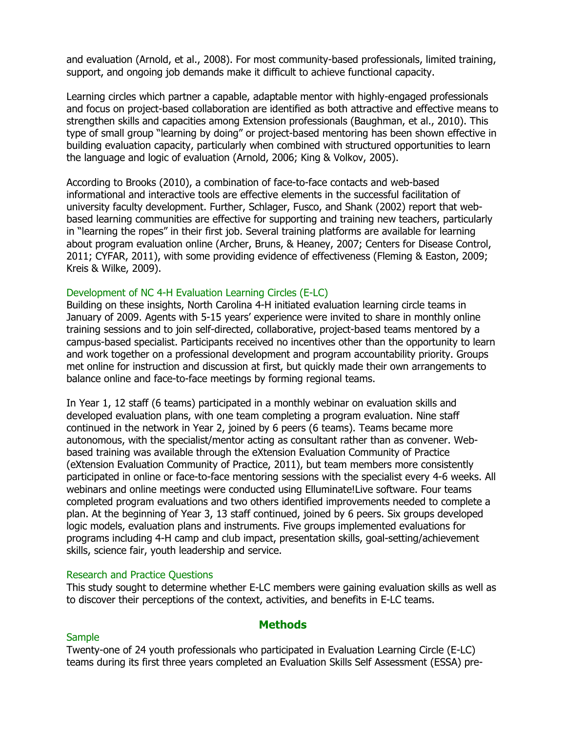and evaluation (Arnold, et al., 2008). For most community-based professionals, limited training, support, and ongoing job demands make it difficult to achieve functional capacity.

Learning circles which partner a capable, adaptable mentor with highly-engaged professionals and focus on project-based collaboration are identified as both attractive and effective means to strengthen skills and capacities among Extension professionals (Baughman, et al., 2010). This type of small group "learning by doing" or project-based mentoring has been shown effective in building evaluation capacity, particularly when combined with structured opportunities to learn the language and logic of evaluation (Arnold, 2006; King & Volkov, 2005).

According to Brooks (2010), a combination of face-to-face contacts and web-based informational and interactive tools are effective elements in the successful facilitation of university faculty development. Further, Schlager, Fusco, and Shank (2002) report that web-based learning communities are effective for supporting and training new teachers, particularly in "learning the ropes" in their first job. Several training platforms are available for learning about program evaluation online (Archer, Bruns, & Heaney, 2007; Centers for Disease Control, 2011; CYFAR, 2011), with some providing evidence of effectiveness (Fleming & Easton, 2009; Kreis & Wilke, 2009).

### Development of NC 4-H Evaluation Learning Circles (E-LC)

Building on these insights, North Carolina 4-H initiated evaluation learning circle teams in January of 2009. Agents with 5-15 years' experience were invited to share in monthly online training sessions and to join self-directed, collaborative, project-based teams mentored by a campus-based specialist. Participants received no incentives other than the opportunity to learn and work together on a professional development and program accountability priority. Groups met online for instruction and discussion at first, but quickly made their own arrangements to balance online and face-to-face meetings by forming regional teams.

In Year 1, 12 staff (6 teams) participated in a monthly webinar on evaluation skills and developed evaluation plans, with one team completing a program evaluation. Nine staff continued in the network in Year 2, joined by 6 peers (6 teams). Teams became more autonomous, with the specialist/mentor acting as consultant rather than as convener. Web-based training was available through the eXtension Evaluation Community of Practice (eXtension Evaluation Community of Practice, 2011), but team members more consistently participated in online or face-to-face mentoring sessions with the specialist every 4-6 weeks. All webinars and online meetings were conducted using Elluminate!Live software. Four teams completed program evaluations and two others identified improvements needed to complete a plan. At the beginning of Year 3, 13 staff continued, joined by 6 peers. Six groups developed logic models, evaluation plans and instruments. Five groups implemented evaluations for programs including 4-H camp and club impact, presentation skills, goal-setting/achievement skills, science fair, youth leadership and service.

### Research and Practice Questions

This study sought to determine whether E-LC members were gaining evaluation skills as well as to discover their perceptions of the context, activities, and benefits in E-LC teams.

## Methods

### Sample

Twenty-one of 24 youth professionals who participated in Evaluation Learning Circle (E-LC) teams during its first three years completed an Evaluation Skills Self Assessment (ESSA) pre-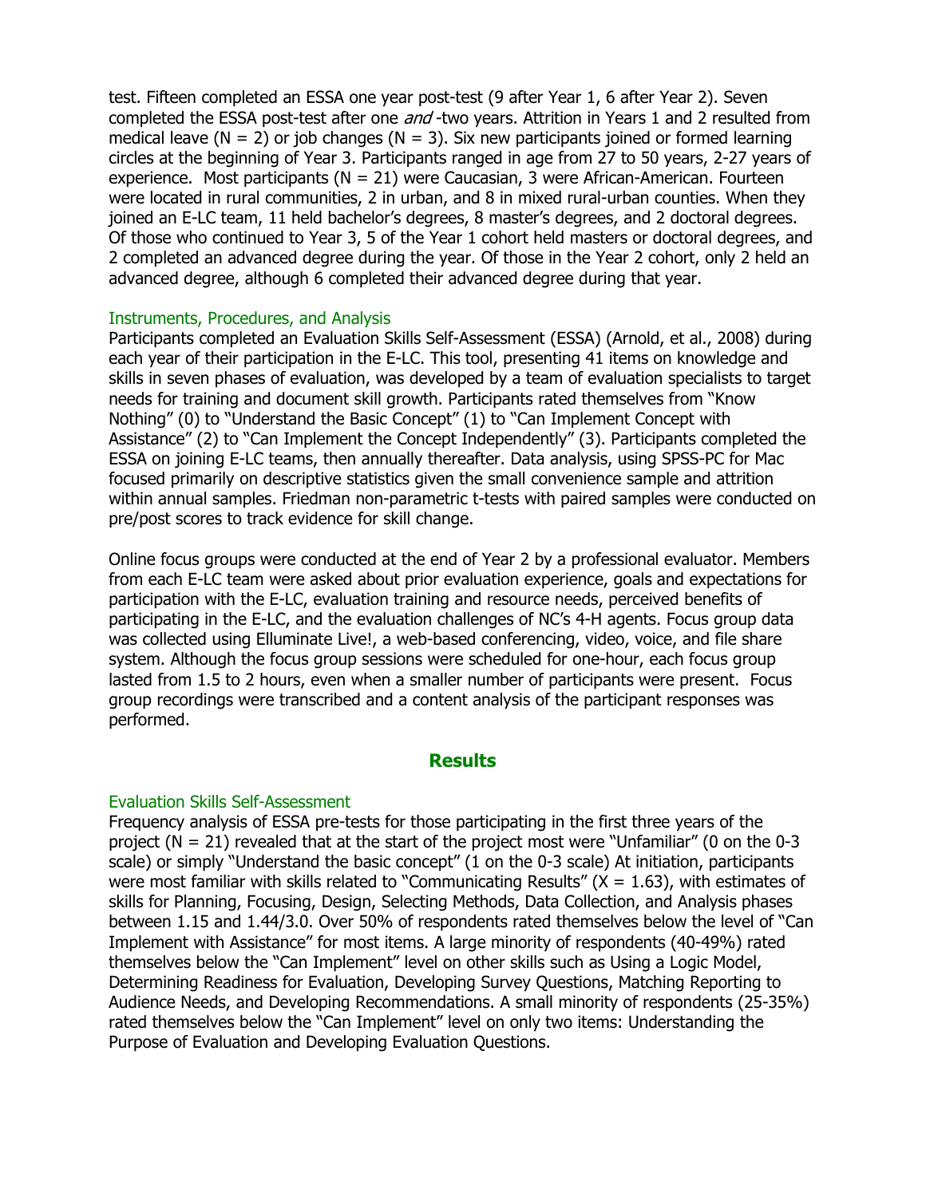test. Fifteen completed an ESSA one year post-test (9 after Year 1, 6 after Year 2). Seven completed the ESSA post-test after one *and* -two years. Attrition in Years 1 and 2 resulted from medical leave (N = 2) or job changes (N = 3). Six new participants joined or formed learning circles at the beginning of Year 3. Participants ranged in age from 27 to 50 years, 2-27 years of experience. Most participants (N = 21) were Caucasian, 3 were African-American. Fourteen were located in rural communities, 2 in urban, and 8 in mixed rural-urban counties. When they joined an E-LC team, 11 held bachelor's degrees, 8 master's degrees, and 2 doctoral degrees. Of those who continued to Year 3, 5 of the Year 1 cohort held masters or doctoral degrees, and 2 completed an advanced degree during the year. Of those in the Year 2 cohort, only 2 held an advanced degree, although 6 completed their advanced degree during that year.

### Instruments, Procedures, and Analysis

Participants completed an Evaluation Skills Self-Assessment (ESSA) (Arnold, et al., 2008) during each year of their participation in the E-LC. This tool, presenting 41 items on knowledge and skills in seven phases of evaluation, was developed by a team of evaluation specialists to target needs for training and document skill growth. Participants rated themselves from "Know Nothing" (0) to "Understand the Basic Concept" (1) to "Can Implement Concept with Assistance" (2) to "Can Implement the Concept Independently" (3). Participants completed the ESSA on joining E-LC teams, then annually thereafter. Data analysis, using SPSS-PC for Mac focused primarily on descriptive statistics given the small convenience sample and attrition within annual samples. Friedman non-parametric t-tests with paired samples were conducted on pre/post scores to track evidence for skill change.

Online focus groups were conducted at the end of Year 2 by a professional evaluator. Members from each E-LC team were asked about prior evaluation experience, goals and expectations for participation with the E-LC, evaluation training and resource needs, perceived benefits of participating in the E-LC, and the evaluation challenges of NC's 4-H agents. Focus group data was collected using Elluminate Live!, a web-based conferencing, video, voice, and file share system. Although the focus group sessions were scheduled for one-hour, each focus group lasted from 1.5 to 2 hours, even when a smaller number of participants were present. Focus group recordings were transcribed and a content analysis of the participant responses was performed.

## Results

### Evaluation Skills Self-Assessment

Frequency analysis of ESSA pre-tests for those participating in the first three years of the project (N = 21) revealed that at the start of the project most were "Unfamiliar" (0 on the 0-3 scale) or simply "Understand the basic concept" (1 on the 0-3 scale) At initiation, participants were most familiar with skills related to "Communicating Results" ($X = 1.63$), with estimates of skills for Planning, Focusing, Design, Selecting Methods, Data Collection, and Analysis phases between 1.15 and 1.44/3.0. Over 50% of respondents rated themselves below the level of "Can Implement with Assistance" for most items. A large minority of respondents (40-49%) rated themselves below the "Can Implement" level on other skills such as Using a Logic Model, Determining Readiness for Evaluation, Developing Survey Questions, Matching Reporting to Audience Needs, and Developing Recommendations. A small minority of respondents (25-35%) rated themselves below the "Can Implement" level on only two items: Understanding the Purpose of Evaluation and Developing Evaluation Questions.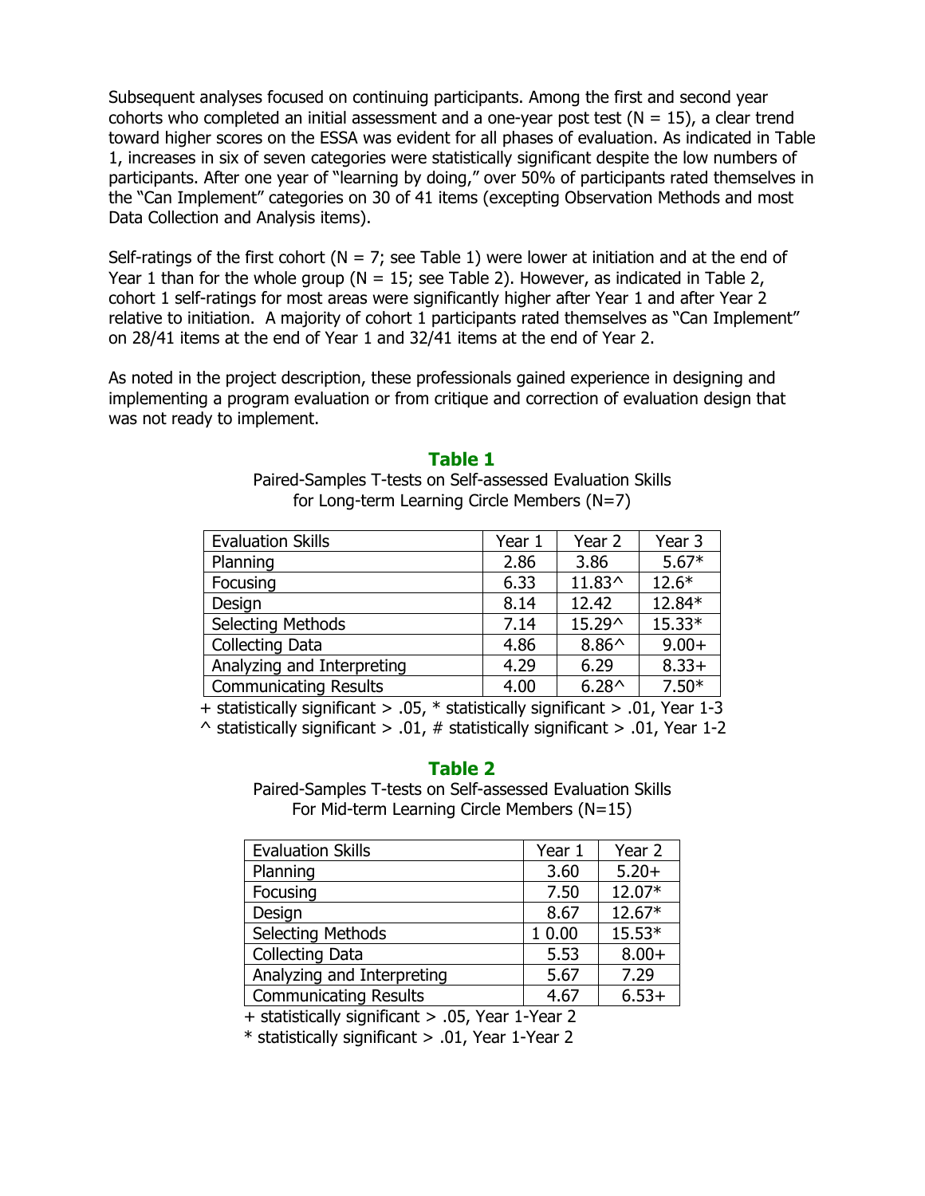Subsequent analyses focused on continuing participants. Among the first and second year cohorts who completed an initial assessment and a one-year post test (N = 15), a clear trend toward higher scores on the ESSA was evident for all phases of evaluation. As indicated in Table 1, increases in six of seven categories were statistically significant despite the low numbers of participants. After one year of "learning by doing," over 50% of participants rated themselves in the "Can Implement" categories on 30 of 41 items (excepting Observation Methods and most Data Collection and Analysis items).

Self-ratings of the first cohort (N = 7; see Table 1) were lower at initiation and at the end of Year 1 than for the whole group (N = 15; see Table 2). However, as indicated in Table 2, cohort 1 self-ratings for most areas were significantly higher after Year 1 and after Year 2 relative to initiation. A majority of cohort 1 participants rated themselves as "Can Implement" on 28/41 items at the end of Year 1 and 32/41 items at the end of Year 2.

As noted in the project description, these professionals gained experience in designing and implementing a program evaluation or from critique and correction of evaluation design that was not ready to implement.

**Table 1**

Paired-Samples T-tests on Self-assessed Evaluation Skills for Long-term Learning Circle Members (N=7)

| Evaluation Skills | Year 1 | Year 2 | Year 3 |
|---|---|---|---|
| Planning | 2.86 | 3.86 | 5.67* |
| Focusing | 6.33 | 11.83^ | 12.6* |
| Design | 8.14 | 12.42 | 12.84* |
| Selecting Methods | 7.14 | 15.29^ | 15.33* |
| Collecting Data | 4.86 | 8.86^ | 9.00+ |
| Analyzing and Interpreting | 4.29 | 6.29 | 8.33+ |
| Communicating Results | 4.00 | 6.28^ | 7.50* |

+ statistically significant > .05, * statistically significant > .01, Year 1-3
^ statistically significant > .01, # statistically significant > .01, Year 1-2

**Table 2**

Paired-Samples T-tests on Self-assessed Evaluation Skills For Mid-term Learning Circle Members (N=15)

| Evaluation Skills | Year 1 | Year 2 |
|---|---|---|
| Planning | 3.60 | 5.20+ |
| Focusing | 7.50 | 12.07* |
| Design | 8.67 | 12.67* |
| Selecting Methods | 1 0.00 | 15.53* |
| Collecting Data | 5.53 | 8.00+ |
| Analyzing and Interpreting | 5.67 | 7.29 |
| Communicating Results | 4.67 | 6.53+ |

+ statistically significant > .05, Year 1-Year 2
* statistically significant > .01, Year 1-Year 2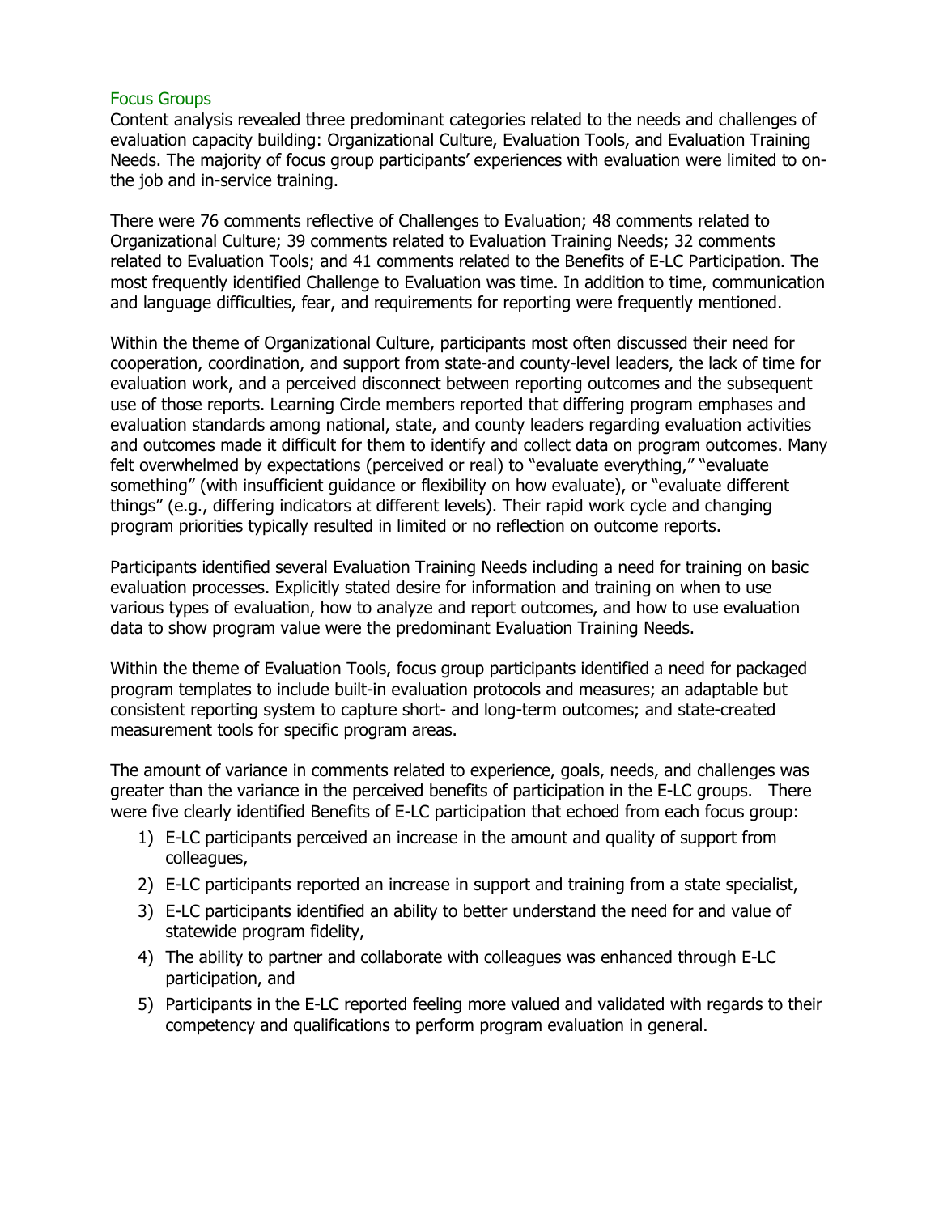### Focus Groups

Content analysis revealed three predominant categories related to the needs and challenges of evaluation capacity building: Organizational Culture, Evaluation Tools, and Evaluation Training Needs. The majority of focus group participants' experiences with evaluation were limited to on-the job and in-service training.

There were 76 comments reflective of Challenges to Evaluation; 48 comments related to Organizational Culture; 39 comments related to Evaluation Training Needs; 32 comments related to Evaluation Tools; and 41 comments related to the Benefits of E-LC Participation. The most frequently identified Challenge to Evaluation was time. In addition to time, communication and language difficulties, fear, and requirements for reporting were frequently mentioned.

Within the theme of Organizational Culture, participants most often discussed their need for cooperation, coordination, and support from state-and county-level leaders, the lack of time for evaluation work, and a perceived disconnect between reporting outcomes and the subsequent use of those reports. Learning Circle members reported that differing program emphases and evaluation standards among national, state, and county leaders regarding evaluation activities and outcomes made it difficult for them to identify and collect data on program outcomes. Many felt overwhelmed by expectations (perceived or real) to "evaluate everything," "evaluate something" (with insufficient guidance or flexibility on how evaluate), or "evaluate different things" (e.g., differing indicators at different levels). Their rapid work cycle and changing program priorities typically resulted in limited or no reflection on outcome reports.

Participants identified several Evaluation Training Needs including a need for training on basic evaluation processes. Explicitly stated desire for information and training on when to use various types of evaluation, how to analyze and report outcomes, and how to use evaluation data to show program value were the predominant Evaluation Training Needs.

Within the theme of Evaluation Tools, focus group participants identified a need for packaged program templates to include built-in evaluation protocols and measures; an adaptable but consistent reporting system to capture short- and long-term outcomes; and state-created measurement tools for specific program areas.

The amount of variance in comments related to experience, goals, needs, and challenges was greater than the variance in the perceived benefits of participation in the E-LC groups. There were five clearly identified Benefits of E-LC participation that echoed from each focus group:

1) E-LC participants perceived an increase in the amount and quality of support from colleagues,
2) E-LC participants reported an increase in support and training from a state specialist,
3) E-LC participants identified an ability to better understand the need for and value of statewide program fidelity,
4) The ability to partner and collaborate with colleagues was enhanced through E-LC participation, and
5) Participants in the E-LC reported feeling more valued and validated with regards to their competency and qualifications to perform program evaluation in general.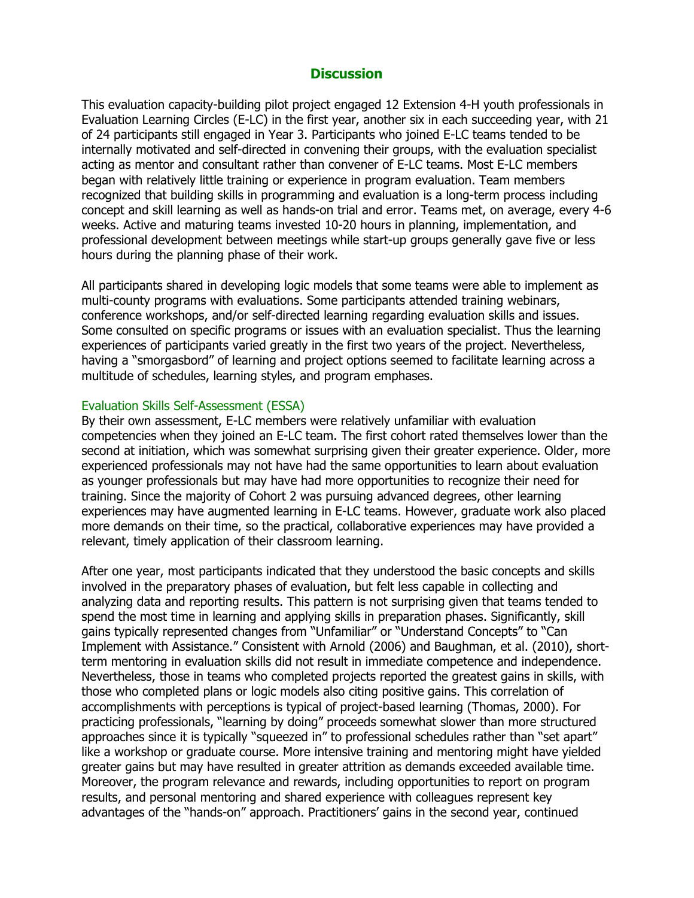## Discussion

This evaluation capacity-building pilot project engaged 12 Extension 4-H youth professionals in Evaluation Learning Circles (E-LC) in the first year, another six in each succeeding year, with 21 of 24 participants still engaged in Year 3. Participants who joined E-LC teams tended to be internally motivated and self-directed in convening their groups, with the evaluation specialist acting as mentor and consultant rather than convener of E-LC teams. Most E-LC members began with relatively little training or experience in program evaluation. Team members recognized that building skills in programming and evaluation is a long-term process including concept and skill learning as well as hands-on trial and error. Teams met, on average, every 4-6 weeks. Active and maturing teams invested 10-20 hours in planning, implementation, and professional development between meetings while start-up groups generally gave five or less hours during the planning phase of their work.

All participants shared in developing logic models that some teams were able to implement as multi-county programs with evaluations. Some participants attended training webinars, conference workshops, and/or self-directed learning regarding evaluation skills and issues. Some consulted on specific programs or issues with an evaluation specialist. Thus the learning experiences of participants varied greatly in the first two years of the project. Nevertheless, having a "smorgasbord" of learning and project options seemed to facilitate learning across a multitude of schedules, learning styles, and program emphases.

### Evaluation Skills Self-Assessment (ESSA)

By their own assessment, E-LC members were relatively unfamiliar with evaluation competencies when they joined an E-LC team. The first cohort rated themselves lower than the second at initiation, which was somewhat surprising given their greater experience. Older, more experienced professionals may not have had the same opportunities to learn about evaluation as younger professionals but may have had more opportunities to recognize their need for training. Since the majority of Cohort 2 was pursuing advanced degrees, other learning experiences may have augmented learning in E-LC teams. However, graduate work also placed more demands on their time, so the practical, collaborative experiences may have provided a relevant, timely application of their classroom learning.

After one year, most participants indicated that they understood the basic concepts and skills involved in the preparatory phases of evaluation, but felt less capable in collecting and analyzing data and reporting results. This pattern is not surprising given that teams tended to spend the most time in learning and applying skills in preparation phases. Significantly, skill gains typically represented changes from "Unfamiliar" or "Understand Concepts" to "Can Implement with Assistance." Consistent with Arnold (2006) and Baughman, et al. (2010), short-term mentoring in evaluation skills did not result in immediate competence and independence. Nevertheless, those in teams who completed projects reported the greatest gains in skills, with those who completed plans or logic models also citing positive gains. This correlation of accomplishments with perceptions is typical of project-based learning (Thomas, 2000). For practicing professionals, "learning by doing" proceeds somewhat slower than more structured approaches since it is typically "squeezed in" to professional schedules rather than "set apart" like a workshop or graduate course. More intensive training and mentoring might have yielded greater gains but may have resulted in greater attrition as demands exceeded available time. Moreover, the program relevance and rewards, including opportunities to report on program results, and personal mentoring and shared experience with colleagues represent key advantages of the "hands-on" approach. Practitioners' gains in the second year, continued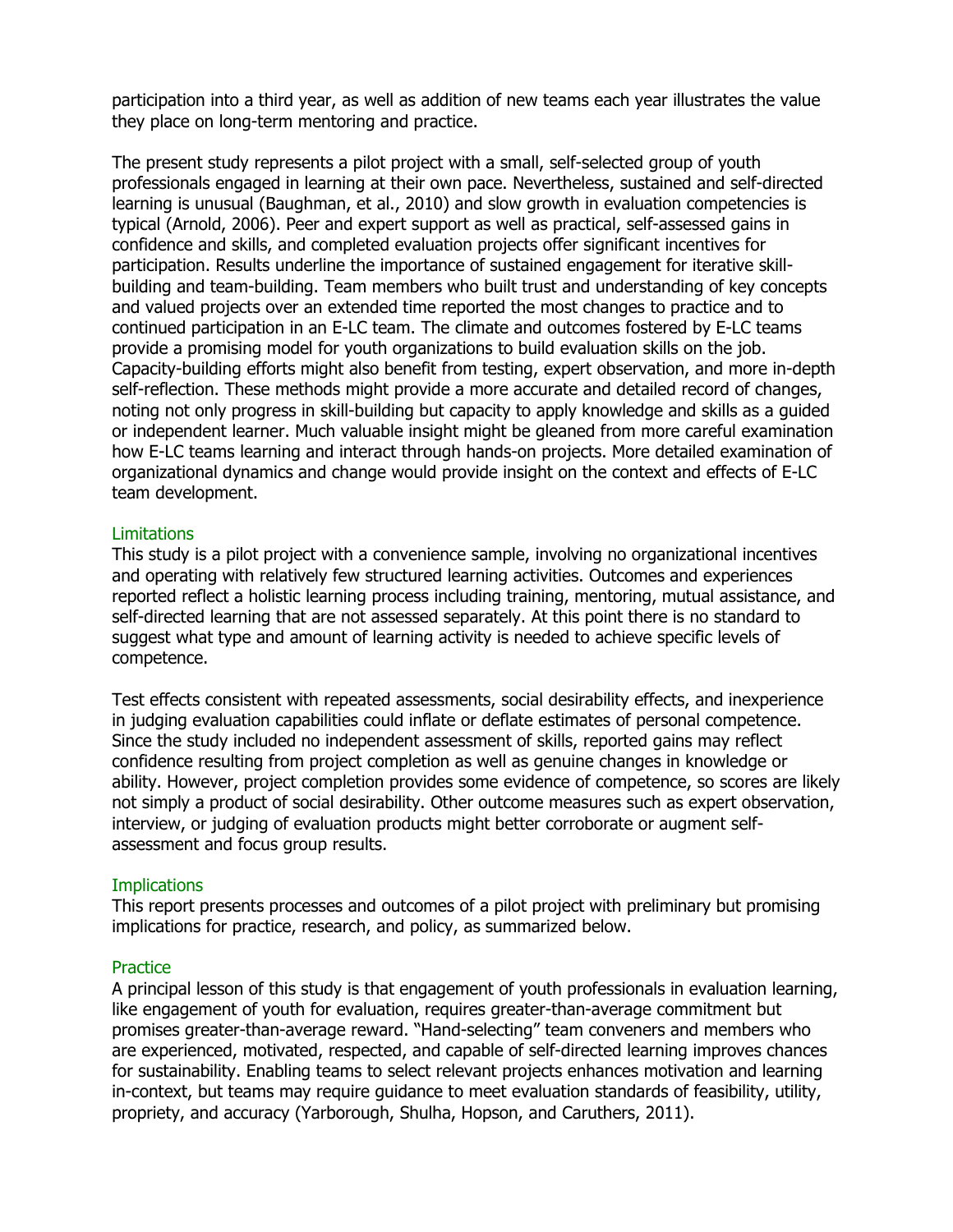participation into a third year, as well as addition of new teams each year illustrates the value they place on long-term mentoring and practice.

The present study represents a pilot project with a small, self-selected group of youth professionals engaged in learning at their own pace. Nevertheless, sustained and self-directed learning is unusual (Baughman, et al., 2010) and slow growth in evaluation competencies is typical (Arnold, 2006). Peer and expert support as well as practical, self-assessed gains in confidence and skills, and completed evaluation projects offer significant incentives for participation. Results underline the importance of sustained engagement for iterative skill-building and team-building. Team members who built trust and understanding of key concepts and valued projects over an extended time reported the most changes to practice and to continued participation in an E-LC team. The climate and outcomes fostered by E-LC teams provide a promising model for youth organizations to build evaluation skills on the job. Capacity-building efforts might also benefit from testing, expert observation, and more in-depth self-reflection. These methods might provide a more accurate and detailed record of changes, noting not only progress in skill-building but capacity to apply knowledge and skills as a guided or independent learner. Much valuable insight might be gleaned from more careful examination how E-LC teams learning and interact through hands-on projects. More detailed examination of organizational dynamics and change would provide insight on the context and effects of E-LC team development.

### Limitations

This study is a pilot project with a convenience sample, involving no organizational incentives and operating with relatively few structured learning activities. Outcomes and experiences reported reflect a holistic learning process including training, mentoring, mutual assistance, and self-directed learning that are not assessed separately. At this point there is no standard to suggest what type and amount of learning activity is needed to achieve specific levels of competence.

Test effects consistent with repeated assessments, social desirability effects, and inexperience in judging evaluation capabilities could inflate or deflate estimates of personal competence. Since the study included no independent assessment of skills, reported gains may reflect confidence resulting from project completion as well as genuine changes in knowledge or ability. However, project completion provides some evidence of competence, so scores are likely not simply a product of social desirability. Other outcome measures such as expert observation, interview, or judging of evaluation products might better corroborate or augment self-assessment and focus group results.

### Implications

This report presents processes and outcomes of a pilot project with preliminary but promising implications for practice, research, and policy, as summarized below.

### Practice

A principal lesson of this study is that engagement of youth professionals in evaluation learning, like engagement of youth for evaluation, requires greater-than-average commitment but promises greater-than-average reward. "Hand-selecting" team conveners and members who are experienced, motivated, respected, and capable of self-directed learning improves chances for sustainability. Enabling teams to select relevant projects enhances motivation and learning in-context, but teams may require guidance to meet evaluation standards of feasibility, utility, propriety, and accuracy (Yarborough, Shulha, Hopson, and Caruthers, 2011).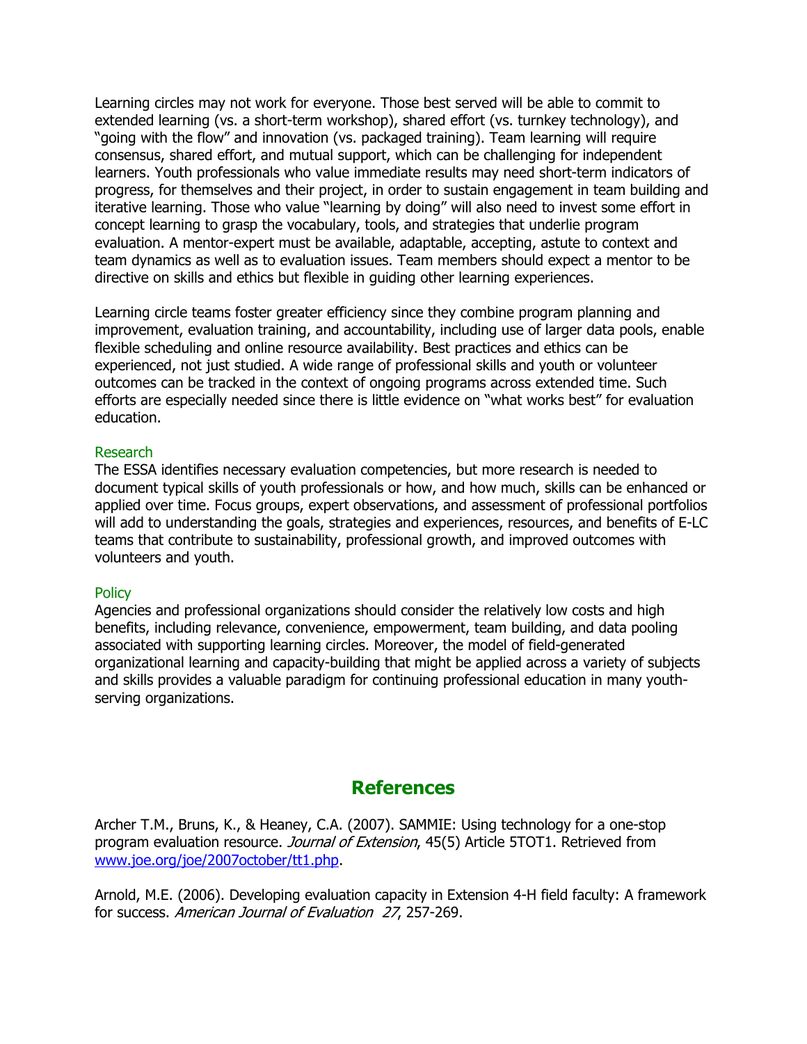Learning circles may not work for everyone. Those best served will be able to commit to extended learning (vs. a short-term workshop), shared effort (vs. turnkey technology), and "going with the flow" and innovation (vs. packaged training). Team learning will require consensus, shared effort, and mutual support, which can be challenging for independent learners. Youth professionals who value immediate results may need short-term indicators of progress, for themselves and their project, in order to sustain engagement in team building and iterative learning. Those who value "learning by doing" will also need to invest some effort in concept learning to grasp the vocabulary, tools, and strategies that underlie program evaluation. A mentor-expert must be available, adaptable, accepting, astute to context and team dynamics as well as to evaluation issues. Team members should expect a mentor to be directive on skills and ethics but flexible in guiding other learning experiences.

Learning circle teams foster greater efficiency since they combine program planning and improvement, evaluation training, and accountability, including use of larger data pools, enable flexible scheduling and online resource availability. Best practices and ethics can be experienced, not just studied. A wide range of professional skills and youth or volunteer outcomes can be tracked in the context of ongoing programs across extended time. Such efforts are especially needed since there is little evidence on "what works best" for evaluation education.

### Research

The ESSA identifies necessary evaluation competencies, but more research is needed to document typical skills of youth professionals or how, and how much, skills can be enhanced or applied over time. Focus groups, expert observations, and assessment of professional portfolios will add to understanding the goals, strategies and experiences, resources, and benefits of E-LC teams that contribute to sustainability, professional growth, and improved outcomes with volunteers and youth.

### Policy

Agencies and professional organizations should consider the relatively low costs and high benefits, including relevance, convenience, empowerment, team building, and data pooling associated with supporting learning circles. Moreover, the model of field-generated organizational learning and capacity-building that might be applied across a variety of subjects and skills provides a valuable paradigm for continuing professional education in many youth-serving organizations.

## References

Archer T.M., Bruns, K., & Heaney, C.A. (2007). SAMMIE: Using technology for a one-stop program evaluation resource. *Journal of Extension*, 45(5) Article 5TOT1. Retrieved from [www.joe.org/joe/2007october/tt1.php](www.joe.org/joe/2007october/tt1.php).

Arnold, M.E. (2006). Developing evaluation capacity in Extension 4-H field faculty: A framework for success. *American Journal of Evaluation 27*, 257-269.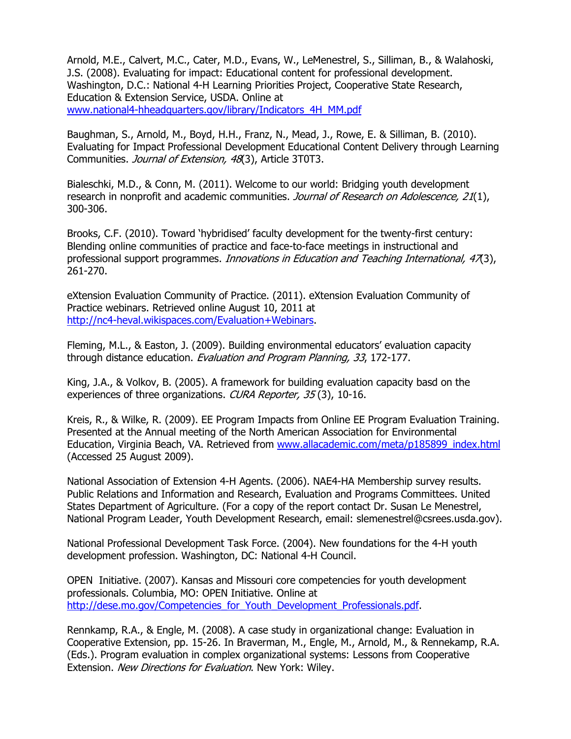Arnold, M.E., Calvert, M.C., Cater, M.D., Evans, W., LeMenestrel, S., Silliman, B., & Walahoski, J.S. (2008). Evaluating for impact: Educational content for professional development. Washington, D.C.: National 4-H Learning Priorities Project, Cooperative State Research, Education & Extension Service, USDA. Online at [www.national4-hheadquarters.gov/library/Indicators_4H_MM.pdf](www.national4-hheadquarters.gov/library/Indicators_4H_MM.pdf)

Baughman, S., Arnold, M., Boyd, H.H., Franz, N., Mead, J., Rowe, E. & Silliman, B. (2010). Evaluating for Impact Professional Development Educational Content Delivery through Learning Communities. *Journal of Extension, 48*(3), Article 3T0T3.

Bialeschki, M.D., & Conn, M. (2011). Welcome to our world: Bridging youth development research in nonprofit and academic communities. *Journal of Research on Adolescence, 21*(1), 300-306.

Brooks, C.F. (2010). Toward 'hybridised' faculty development for the twenty-first century: Blending online communities of practice and face-to-face meetings in instructional and professional support programmes. *Innovations in Education and Teaching International, 47*(3), 261-270.

eXtension Evaluation Community of Practice. (2011). eXtension Evaluation Community of Practice webinars. Retrieved online August 10, 2011 at [http://nc4-heval.wikispaces.com/Evaluation+Webinars](http://nc4-heval.wikispaces.com/Evaluation+Webinars).

Fleming, M.L., & Easton, J. (2009). Building environmental educators' evaluation capacity through distance education. *Evaluation and Program Planning, 33*, 172-177.

King, J.A., & Volkov, B. (2005). A framework for building evaluation capacity basd on the experiences of three organizations. *CURA Reporter, 35* (3), 10-16.

Kreis, R., & Wilke, R. (2009). EE Program Impacts from Online EE Program Evaluation Training. Presented at the Annual meeting of the North American Association for Environmental Education, Virginia Beach, VA. Retrieved from [www.allacademic.com/meta/p185899_index.html](www.allacademic.com/meta/p185899_index.html) (Accessed 25 August 2009).

National Association of Extension 4-H Agents. (2006). NAE4-HA Membership survey results. Public Relations and Information and Research, Evaluation and Programs Committees. United States Department of Agriculture. (For a copy of the report contact Dr. Susan Le Menestrel, National Program Leader, Youth Development Research, email: slemenestrel@csrees.usda.gov).

National Professional Development Task Force. (2004). New foundations for the 4-H youth development profession. Washington, DC: National 4-H Council.

OPEN Initiative. (2007). Kansas and Missouri core competencies for youth development professionals. Columbia, MO: OPEN Initiative. Online at [http://dese.mo.gov/Competencies_for_Youth_Development_Professionals.pdf](http://dese.mo.gov/Competencies_for_Youth_Development_Professionals.pdf).

Rennkamp, R.A., & Engle, M. (2008). A case study in organizational change: Evaluation in Cooperative Extension, pp. 15-26. In Braverman, M., Engle, M., Arnold, M., & Rennekamp, R.A. (Eds.). Program evaluation in complex organizational systems: Lessons from Cooperative Extension. *New Directions for Evaluation*. New York: Wiley.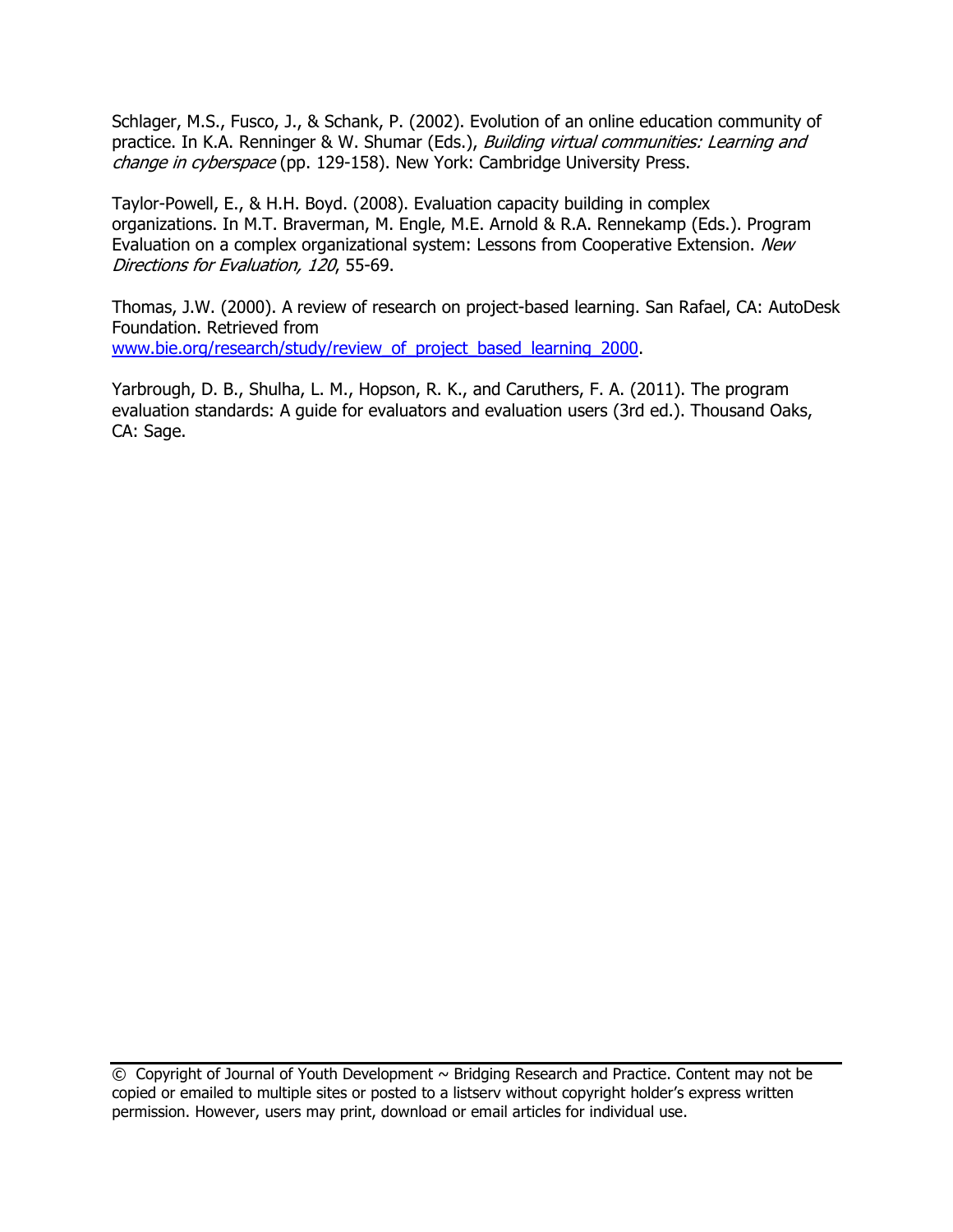Schlager, M.S., Fusco, J., & Schank, P. (2002). Evolution of an online education community of practice. In K.A. Renninger & W. Shumar (Eds.), *Building virtual communities: Learning and change in cyberspace* (pp. 129-158). New York: Cambridge University Press.

Taylor-Powell, E., & H.H. Boyd. (2008). Evaluation capacity building in complex organizations. In M.T. Braverman, M. Engle, M.E. Arnold & R.A. Rennekamp (Eds.). Program Evaluation on a complex organizational system: Lessons from Cooperative Extension. *New Directions for Evaluation, 120*, 55-69.

Thomas, J.W. (2000). A review of research on project-based learning. San Rafael, CA: AutoDesk Foundation. Retrieved from [www.bie.org/research/study/review_of_project_based_learning_2000](www.bie.org/research/study/review_of_project_based_learning_2000).

Yarbrough, D. B., Shulha, L. M., Hopson, R. K., and Caruthers, F. A. (2011). The program evaluation standards: A guide for evaluators and evaluation users (3rd ed.). Thousand Oaks, CA: Sage.

© Copyright of Journal of Youth Development ~ Bridging Research and Practice. Content may not be copied or emailed to multiple sites or posted to a listserv without copyright holder's express written permission. However, users may print, download or email articles for individual use.